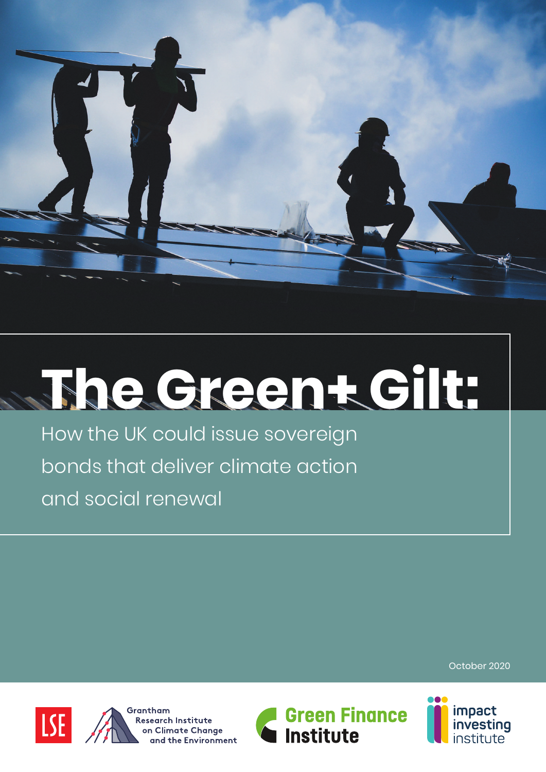# The Green+ Gilt:

How the UK could issue sovereign bonds that deliver climate action and social renewal

October 2020

LSE

Grantham Research Institute on Climate Change and the Environment

Green Finance Institute

impact investing institute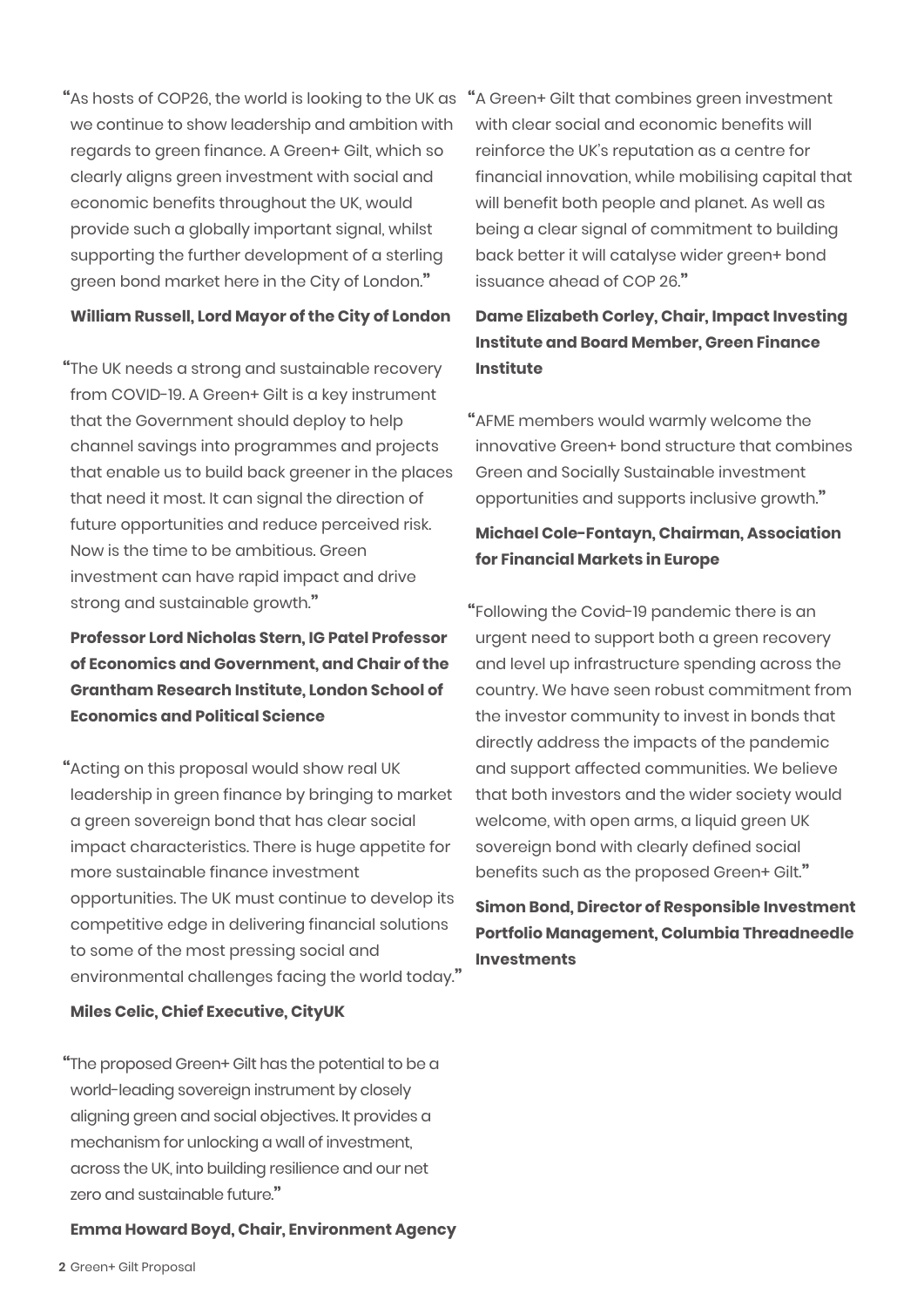"As hosts of COP26, the world is looking to the UK as we continue to show leadership and ambition with regards to green finance. A Green+ Gilt, which so clearly aligns green investment with social and economic benefits throughout the UK, would provide such a globally important signal, whilst supporting the further development of a sterling green bond market here in the City of London."

**William Russell, Lord Mayor of the City of London**

"The UK needs a strong and sustainable recovery from COVID-19. A Green+ Gilt is a key instrument that the Government should deploy to help channel savings into programmes and projects that enable us to build back greener in the places that need it most. It can signal the direction of future opportunities and reduce perceived risk. Now is the time to be ambitious. Green investment can have rapid impact and drive strong and sustainable growth."

**Professor Lord Nicholas Stern, IG Patel Professor of Economics and Government, and Chair of the Grantham Research Institute, London School of Economics and Political Science**

"Acting on this proposal would show real UK leadership in green finance by bringing to market a green sovereign bond that has clear social impact characteristics. There is huge appetite for more sustainable finance investment opportunities. The UK must continue to develop its competitive edge in delivering financial solutions to some of the most pressing social and environmental challenges facing the world today."

**Miles Celic, Chief Executive, CityUK**

"The proposed Green+ Gilt has the potential to be a world-leading sovereign instrument by closely aligning green and social objectives. It provides a mechanism for unlocking a wall of investment, across the UK, into building resilience and our net zero and sustainable future."

**Emma Howard Boyd, Chair, Environment Agency**

"A Green+ Gilt that combines green investment with clear social and economic benefits will reinforce the UK's reputation as a centre for financial innovation, while mobilising capital that will benefit both people and planet. As well as being a clear signal of commitment to building back better it will catalyse wider green+ bond issuance ahead of COP 26."

**Dame Elizabeth Corley, Chair, Impact Investing Institute and Board Member, Green Finance Institute**

"AFME members would warmly welcome the innovative Green+ bond structure that combines Green and Socially Sustainable investment opportunities and supports inclusive growth."

**Michael Cole-Fontayn, Chairman, Association for Financial Markets in Europe**

"Following the Covid-19 pandemic there is an urgent need to support both a green recovery and level up infrastructure spending across the country. We have seen robust commitment from the investor community to invest in bonds that directly address the impacts of the pandemic and support affected communities. We believe that both investors and the wider society would welcome, with open arms, a liquid green UK sovereign bond with clearly defined social benefits such as the proposed Green+ Gilt."

**Simon Bond, Director of Responsible Investment Portfolio Management, Columbia Threadneedle Investments**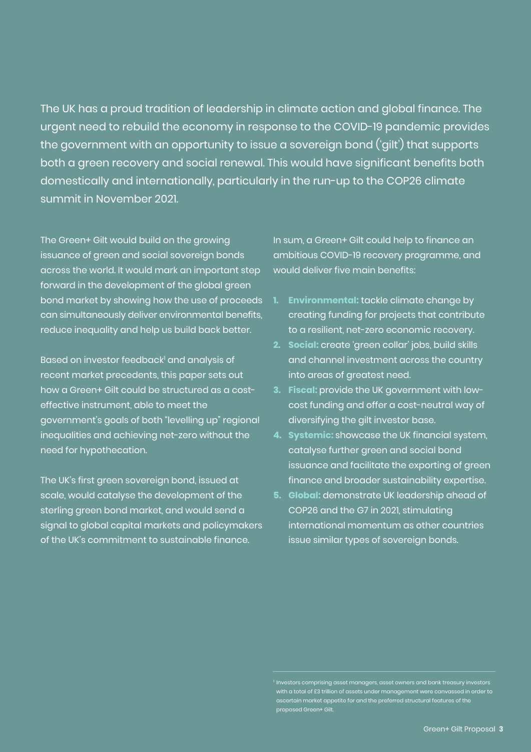The UK has a proud tradition of leadership in climate action and global finance. The urgent need to rebuild the economy in response to the COVID-19 pandemic provides the government with an opportunity to issue a sovereign bond ('gilt') that supports both a green recovery and social renewal. This would have significant benefits both domestically and internationally, particularly in the run-up to the COP26 climate summit in November 2021.

The Green+ Gilt would build on the growing issuance of green and social sovereign bonds across the world. It would mark an important step forward in the development of the global green bond market by showing how the use of proceeds can simultaneously deliver environmental benefits, reduce inequality and help us build back better.

Based on investor feedback[1] and analysis of recent market precedents, this paper sets out how a Green+ Gilt could be structured as a cost-effective instrument, able to meet the government's goals of both "levelling up" regional inequalities and achieving net-zero without the need for hypothecation.

The UK's first green sovereign bond, issued at scale, would catalyse the development of the sterling green bond market, and would send a signal to global capital markets and policymakers of the UK's commitment to sustainable finance.

In sum, a Green+ Gilt could help to finance an ambitious COVID-19 recovery programme, and would deliver five main benefits:

1. **Environmental:** tackle climate change by creating funding for projects that contribute to a resilient, net-zero economic recovery.
2. **Social:** create 'green collar' jobs, build skills and channel investment across the country into areas of greatest need.
3. **Fiscal:** provide the UK government with low-cost funding and offer a cost-neutral way of diversifying the gilt investor base.
4. **Systemic:** showcase the UK financial system, catalyse further green and social bond issuance and facilitate the exporting of green finance and broader sustainability expertise.
5. **Global:** demonstrate UK leadership ahead of COP26 and the G7 in 2021, stimulating international momentum as other countries issue similar types of sovereign bonds.

[1] Investors comprising asset managers, asset owners and bank treasury investors with a total of £3 trillion of assets under management were canvassed in order to ascertain market appetite for and the preferred structural features of the proposed Green+ Gilt.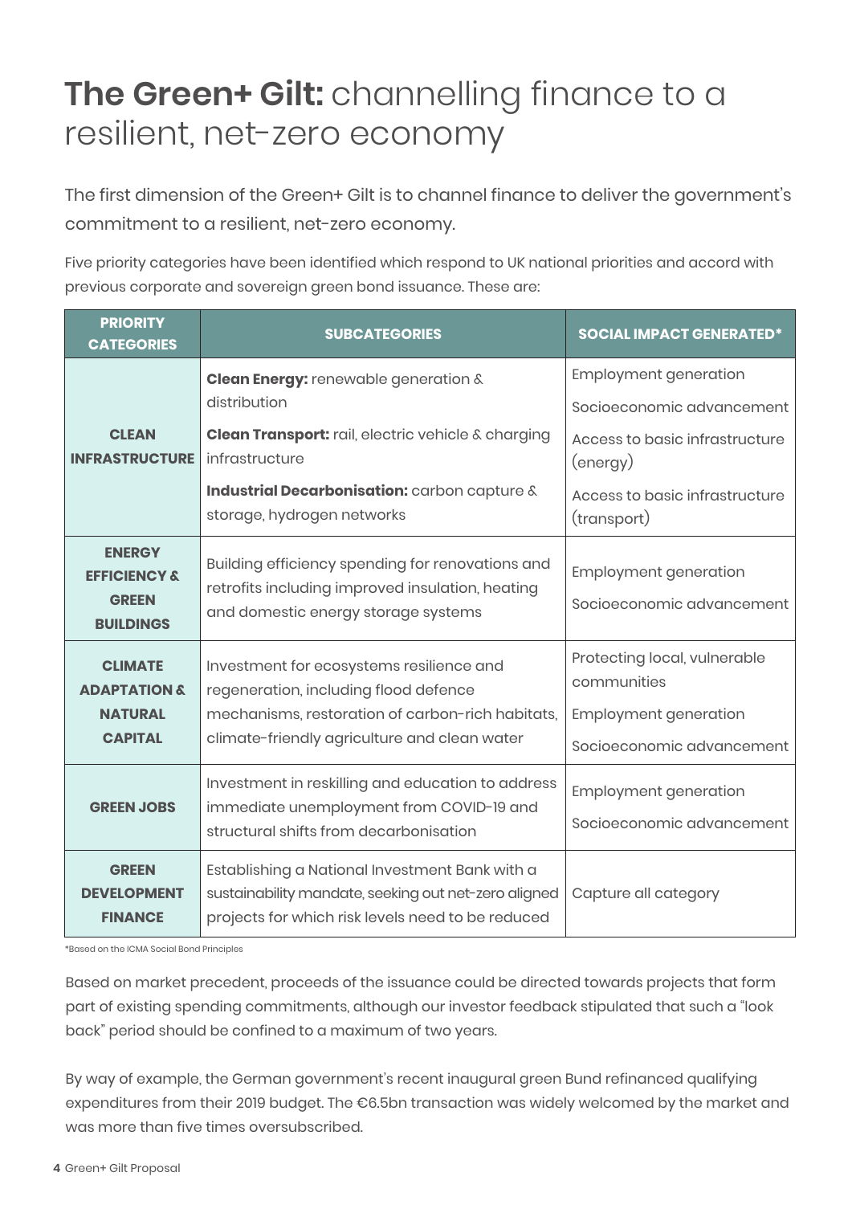# **The Green+ Gilt:** channelling finance to a resilient, net-zero economy

The first dimension of the Green+ Gilt is to channel finance to deliver the government's commitment to a resilient, net-zero economy.

Five priority categories have been identified which respond to UK national priorities and accord with previous corporate and sovereign green bond issuance. These are:

| PRIORITY CATEGORIES | SUBCATEGORIES | SOCIAL IMPACT GENERATED* |
|---|---|---|
| CLEAN INFRASTRUCTURE | **Clean Energy:** renewable generation & distribution<br>**Clean Transport:** rail, electric vehicle & charging infrastructure<br>**Industrial Decarbonisation:** carbon capture & storage, hydrogen networks | Employment generation<br>Socioeconomic advancement<br>Access to basic infrastructure (energy)<br>Access to basic infrastructure (transport) |
| ENERGY EFFICIENCY & GREEN BUILDINGS | Building efficiency spending for renovations and retrofits including improved insulation, heating and domestic energy storage systems | Employment generation<br>Socioeconomic advancement |
| CLIMATE ADAPTATION & NATURAL CAPITAL | Investment for ecosystems resilience and regeneration, including flood defence mechanisms, restoration of carbon-rich habitats, climate-friendly agriculture and clean water | Protecting local, vulnerable communities<br>Employment generation<br>Socioeconomic advancement |
| GREEN JOBS | Investment in reskilling and education to address immediate unemployment from COVID-19 and structural shifts from decarbonisation | Employment generation<br>Socioeconomic advancement |
| GREEN DEVELOPMENT FINANCE | Establishing a National Investment Bank with a sustainability mandate, seeking out net-zero aligned projects for which risk levels need to be reduced | Capture all category |

*Based on the ICMA Social Bond Principles

Based on market precedent, proceeds of the issuance could be directed towards projects that form part of existing spending commitments, although our investor feedback stipulated that such a "look back" period should be confined to a maximum of two years.

By way of example, the German government's recent inaugural green Bund refinanced qualifying expenditures from their 2019 budget. The €6.5bn transaction was widely welcomed by the market and was more than five times oversubscribed.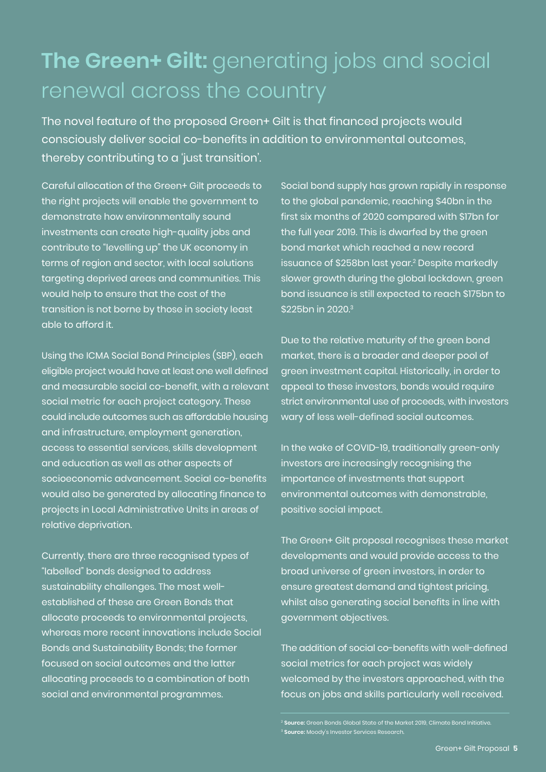# **The Green+ Gilt:** generating jobs and social renewal across the country

The novel feature of the proposed Green+ Gilt is that financed projects would consciously deliver social co-benefits in addition to environmental outcomes, thereby contributing to a 'just transition'.

Careful allocation of the Green+ Gilt proceeds to the right projects will enable the government to demonstrate how environmentally sound investments can create high-quality jobs and contribute to "levelling up" the UK economy in terms of region and sector, with local solutions targeting deprived areas and communities. This would help to ensure that the cost of the transition is not borne by those in society least able to afford it.

Using the ICMA Social Bond Principles (SBP), each eligible project would have at least one well defined and measurable social co-benefit, with a relevant social metric for each project category. These could include outcomes such as affordable housing and infrastructure, employment generation, access to essential services, skills development and education as well as other aspects of socioeconomic advancement. Social co-benefits would also be generated by allocating finance to projects in Local Administrative Units in areas of relative deprivation.

Currently, there are three recognised types of "labelled" bonds designed to address sustainability challenges. The most well-established of these are Green Bonds that allocate proceeds to environmental projects, whereas more recent innovations include Social Bonds and Sustainability Bonds; the former focused on social outcomes and the latter allocating proceeds to a combination of both social and environmental programmes.

Social bond supply has grown rapidly in response to the global pandemic, reaching $40bn in the first six months of 2020 compared with $17bn for the full year 2019. This is dwarfed by the green bond market which reached a new record issuance of $258bn last year.[2] Despite markedly slower growth during the global lockdown, green bond issuance is still expected to reach $175bn to $225bn in 2020.[3]

Due to the relative maturity of the green bond market, there is a broader and deeper pool of green investment capital. Historically, in order to appeal to these investors, bonds would require strict environmental use of proceeds, with investors wary of less well-defined social outcomes.

In the wake of COVID-19, traditionally green-only investors are increasingly recognising the importance of investments that support environmental outcomes with demonstrable, positive social impact.

The Green+ Gilt proposal recognises these market developments and would provide access to the broad universe of green investors, in order to ensure greatest demand and tightest pricing, whilst also generating social benefits in line with government objectives.

The addition of social co-benefits with well-defined social metrics for each project was widely welcomed by the investors approached, with the focus on jobs and skills particularly well received.

[2] **Source:** Green Bonds Global State of the Market 2019, Climate Bond Initiative.
[3] **Source:** Moody's Investor Services Research.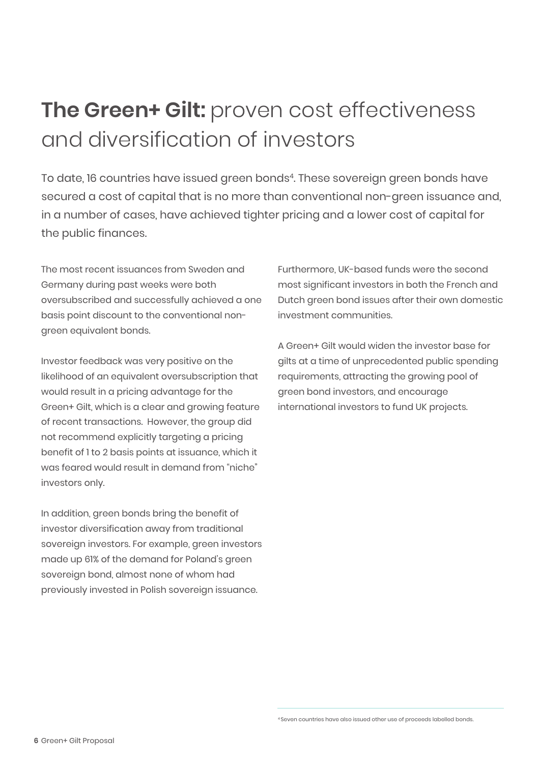# **The Green+ Gilt:** proven cost effectiveness and diversification of investors

To date, 16 countries have issued green bonds[4]. These sovereign green bonds have secured a cost of capital that is no more than conventional non-green issuance and, in a number of cases, have achieved tighter pricing and a lower cost of capital for the public finances.

The most recent issuances from Sweden and Germany during past weeks were both oversubscribed and successfully achieved a one basis point discount to the conventional non-green equivalent bonds.

Investor feedback was very positive on the likelihood of an equivalent oversubscription that would result in a pricing advantage for the Green+ Gilt, which is a clear and growing feature of recent transactions. However, the group did not recommend explicitly targeting a pricing benefit of 1 to 2 basis points at issuance, which it was feared would result in demand from "niche" investors only.

In addition, green bonds bring the benefit of investor diversification away from traditional sovereign investors. For example, green investors made up 61% of the demand for Poland's green sovereign bond, almost none of whom had previously invested in Polish sovereign issuance.

Furthermore, UK-based funds were the second most significant investors in both the French and Dutch green bond issues after their own domestic investment communities.

A Green+ Gilt would widen the investor base for gilts at a time of unprecedented public spending requirements, attracting the growing pool of green bond investors, and encourage international investors to fund UK projects.

[4] Seven countries have also issued other use of proceeds labelled bonds.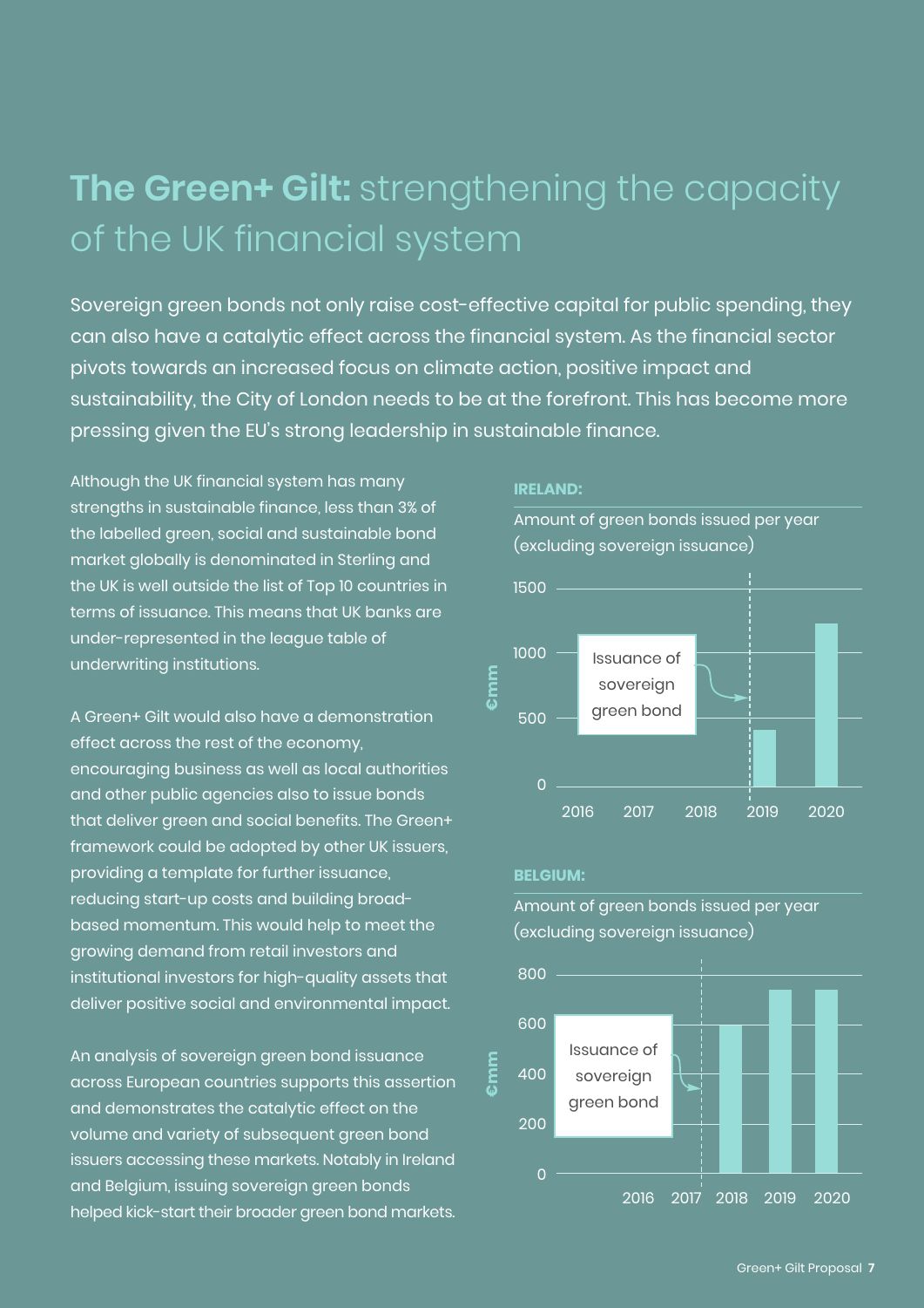# **The Green+ Gilt:** strengthening the capacity of the UK financial system

Sovereign green bonds not only raise cost-effective capital for public spending, they can also have a catalytic effect across the financial system. As the financial sector pivots towards an increased focus on climate action, positive impact and sustainability, the City of London needs to be at the forefront. This has become more pressing given the EU's strong leadership in sustainable finance.

Although the UK financial system has many strengths in sustainable finance, less than 3% of the labelled green, social and sustainable bond market globally is denominated in Sterling and the UK is well outside the list of Top 10 countries in terms of issuance. This means that UK banks are under-represented in the league table of underwriting institutions.

A Green+ Gilt would also have a demonstration effect across the rest of the economy, encouraging business as well as local authorities and other public agencies also to issue bonds that deliver green and social benefits. The Green+ framework could be adopted by other UK issuers, providing a template for further issuance, reducing start-up costs and building broad-based momentum. This would help to meet the growing demand from retail investors and institutional investors for high-quality assets that deliver positive social and environmental impact.

An analysis of sovereign green bond issuance across European countries supports this assertion and demonstrates the catalytic effect on the volume and variety of subsequent green bond issuers accessing these markets. Notably in Ireland and Belgium, issuing sovereign green bonds helped kick-start their broader green bond markets.

**IRELAND:**

Amount of green bonds issued per year (excluding sovereign issuance)

€mm: 0, 500, 1000, 1500

2016, 2017, 2018, 2019, 2020

Issuance of sovereign green bond

**BELGIUM:**

Amount of green bonds issued per year (excluding sovereign issuance)

€mm: 0, 200, 400, 600, 800

2016, 2017, 2018, 2019, 2020

Issuance of sovereign green bond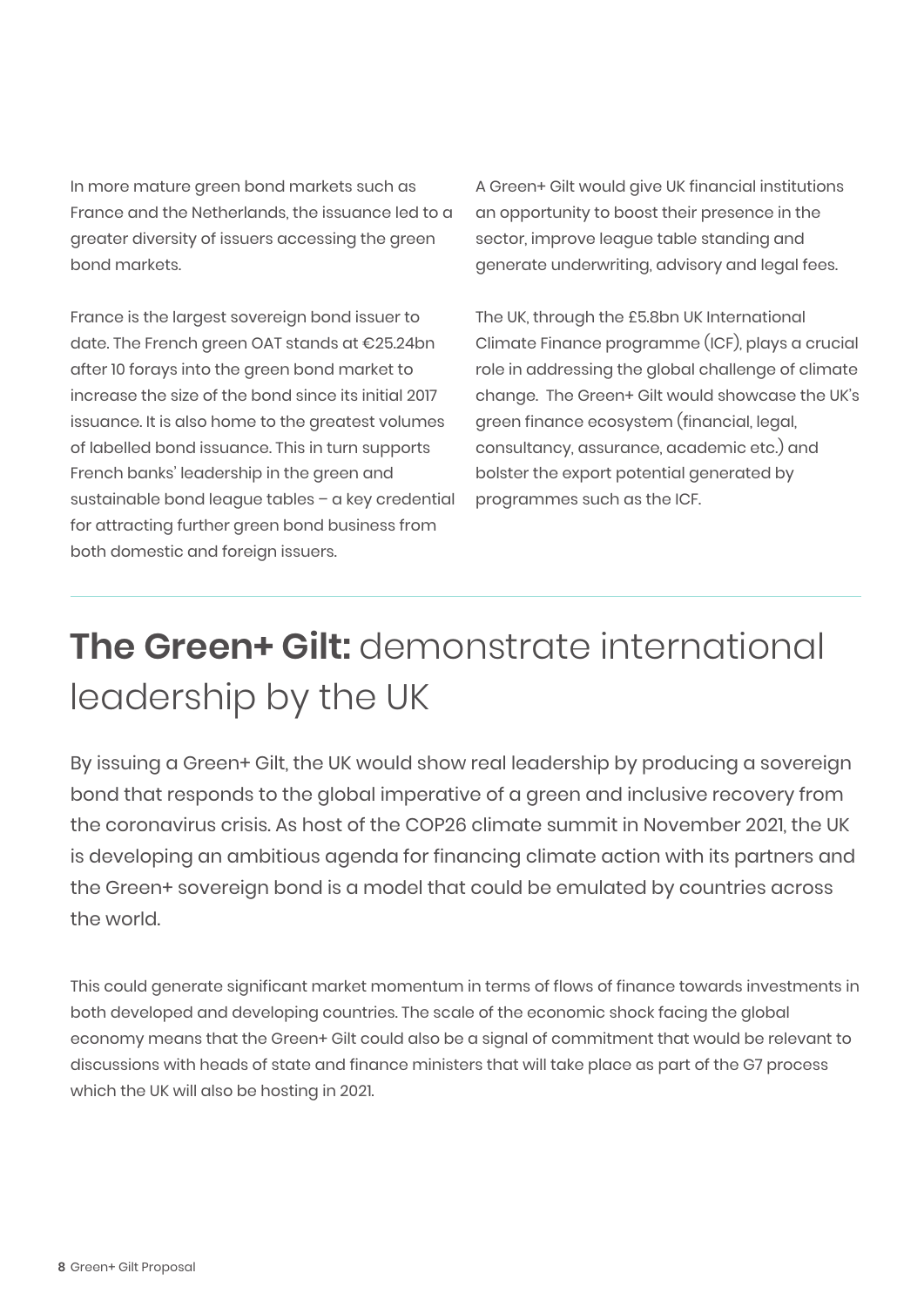In more mature green bond markets such as France and the Netherlands, the issuance led to a greater diversity of issuers accessing the green bond markets.

France is the largest sovereign bond issuer to date. The French green OAT stands at €25.24bn after 10 forays into the green bond market to increase the size of the bond since its initial 2017 issuance. It is also home to the greatest volumes of labelled bond issuance. This in turn supports French banks' leadership in the green and sustainable bond league tables – a key credential for attracting further green bond business from both domestic and foreign issuers.

A Green+ Gilt would give UK financial institutions an opportunity to boost their presence in the sector, improve league table standing and generate underwriting, advisory and legal fees.

The UK, through the £5.8bn UK International Climate Finance programme (ICF), plays a crucial role in addressing the global challenge of climate change. The Green+ Gilt would showcase the UK's green finance ecosystem (financial, legal, consultancy, assurance, academic etc.) and bolster the export potential generated by programmes such as the ICF.

## **The Green+ Gilt:** demonstrate international leadership by the UK

By issuing a Green+ Gilt, the UK would show real leadership by producing a sovereign bond that responds to the global imperative of a green and inclusive recovery from the coronavirus crisis. As host of the COP26 climate summit in November 2021, the UK is developing an ambitious agenda for financing climate action with its partners and the Green+ sovereign bond is a model that could be emulated by countries across the world.

This could generate significant market momentum in terms of flows of finance towards investments in both developed and developing countries. The scale of the economic shock facing the global economy means that the Green+ Gilt could also be a signal of commitment that would be relevant to discussions with heads of state and finance ministers that will take place as part of the G7 process which the UK will also be hosting in 2021.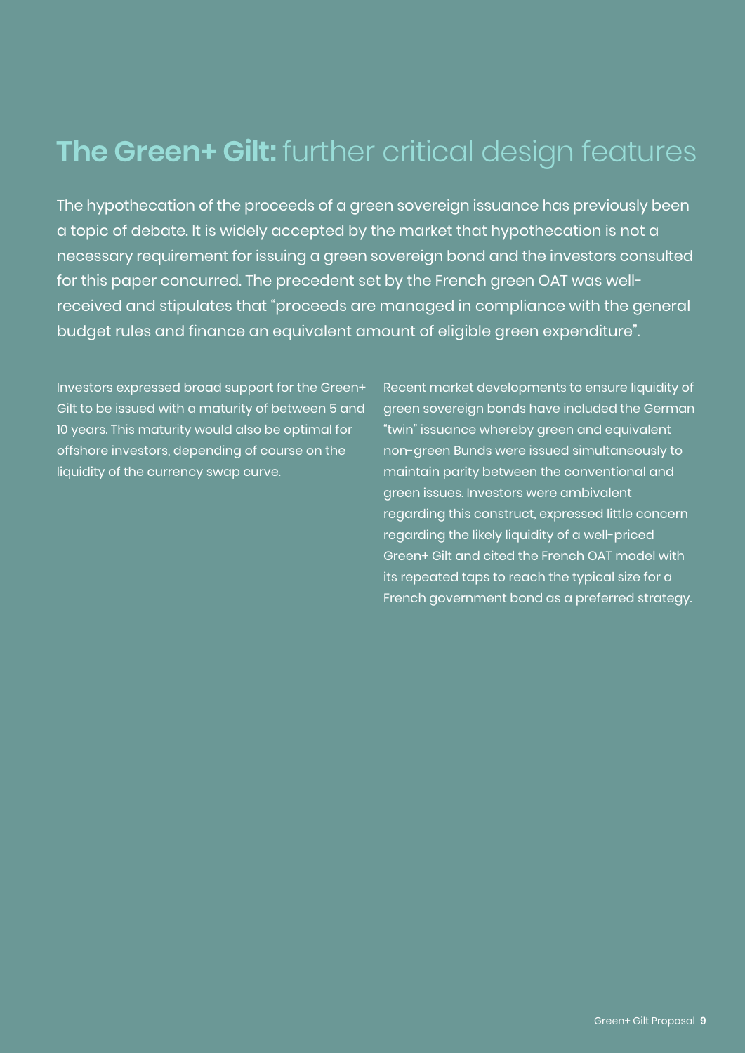# **The Green+ Gilt:** further critical design features

The hypothecation of the proceeds of a green sovereign issuance has previously been a topic of debate. It is widely accepted by the market that hypothecation is not a necessary requirement for issuing a green sovereign bond and the investors consulted for this paper concurred. The precedent set by the French green OAT was well-received and stipulates that "proceeds are managed in compliance with the general budget rules and finance an equivalent amount of eligible green expenditure".

Investors expressed broad support for the Green+ Gilt to be issued with a maturity of between 5 and 10 years. This maturity would also be optimal for offshore investors, depending of course on the liquidity of the currency swap curve.

Recent market developments to ensure liquidity of green sovereign bonds have included the German "twin" issuance whereby green and equivalent non-green Bunds were issued simultaneously to maintain parity between the conventional and green issues. Investors were ambivalent regarding this construct, expressed little concern regarding the likely liquidity of a well-priced Green+ Gilt and cited the French OAT model with its repeated taps to reach the typical size for a French government bond as a preferred strategy.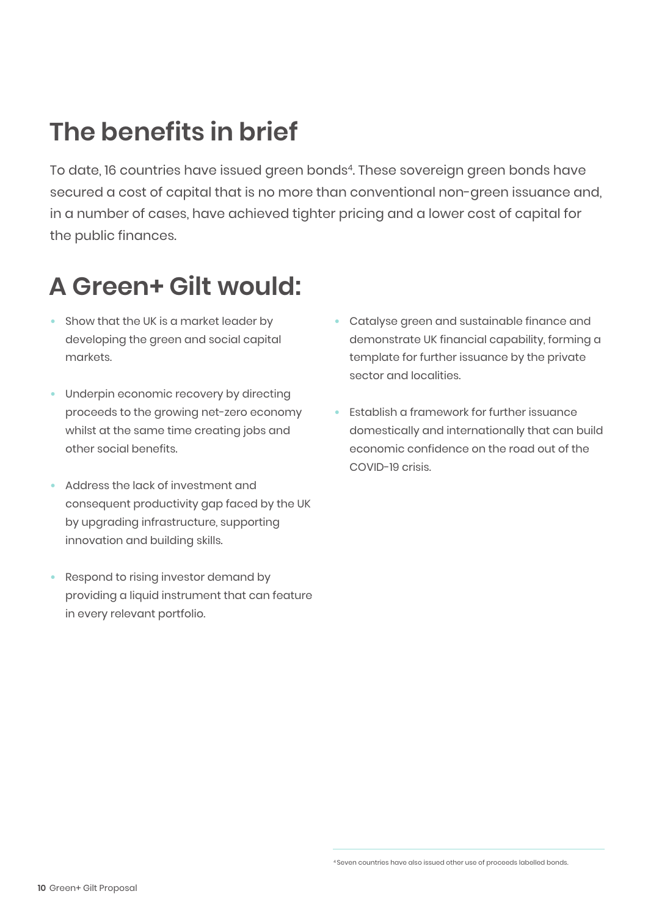# The benefits in brief

To date, 16 countries have issued green bonds[4]. These sovereign green bonds have secured a cost of capital that is no more than conventional non-green issuance and, in a number of cases, have achieved tighter pricing and a lower cost of capital for the public finances.

# A Green+ Gilt would:

- Show that the UK is a market leader by developing the green and social capital markets.
- Underpin economic recovery by directing proceeds to the growing net-zero economy whilst at the same time creating jobs and other social benefits.
- Address the lack of investment and consequent productivity gap faced by the UK by upgrading infrastructure, supporting innovation and building skills.
- Respond to rising investor demand by providing a liquid instrument that can feature in every relevant portfolio.
- Catalyse green and sustainable finance and demonstrate UK financial capability, forming a template for further issuance by the private sector and localities.
- Establish a framework for further issuance domestically and internationally that can build economic confidence on the road out of the COVID-19 crisis.

[4] Seven countries have also issued other use of proceeds labelled bonds.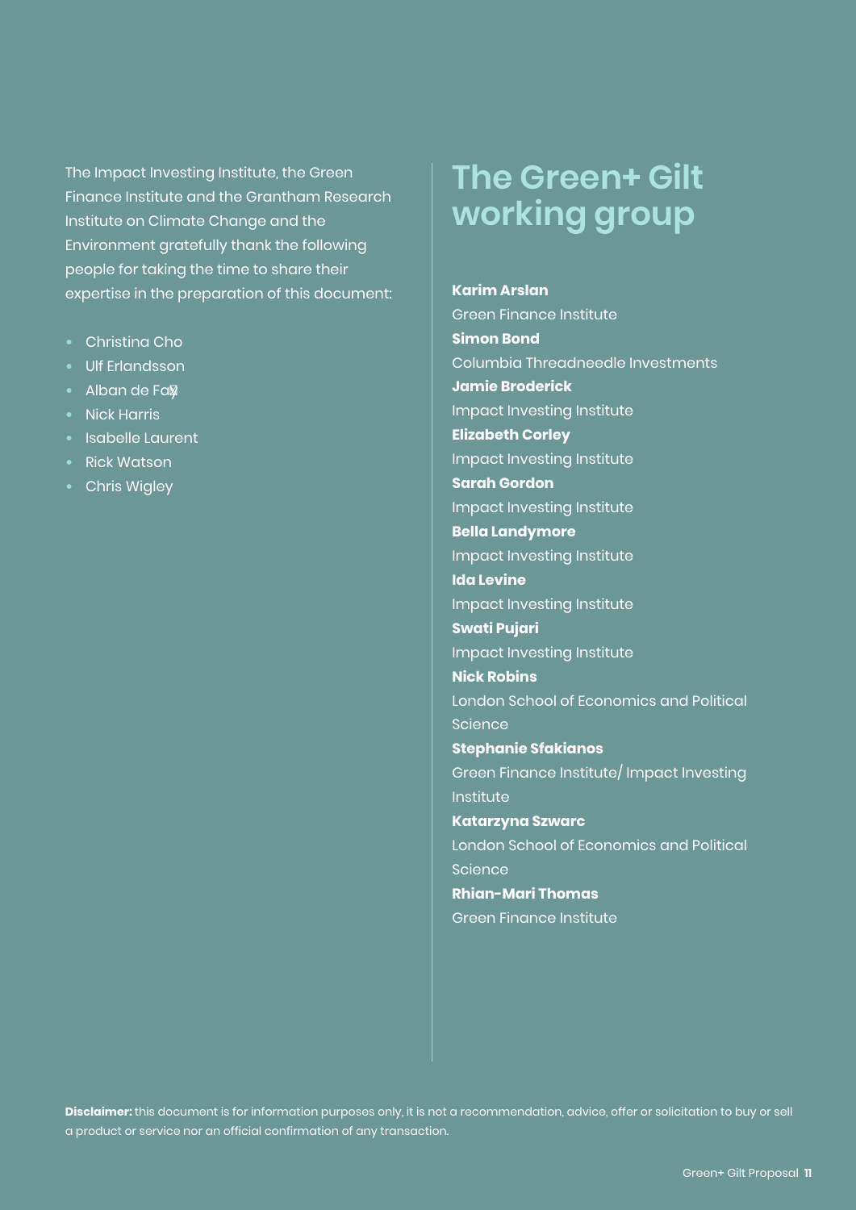The Impact Investing Institute, the Green Finance Institute and the Grantham Research Institute on Climate Change and the Environment gratefully thank the following people for taking the time to share their expertise in the preparation of this document:

- Christina Cho
- Ulf Erlandsson
- Alban de Faÿ
- Nick Harris
- Isabelle Laurent
- Rick Watson
- Chris Wigley

# The Green+ Gilt working group

**Karim Arslan**
Green Finance Institute

**Simon Bond**
Columbia Threadneedle Investments

**Jamie Broderick**
Impact Investing Institute

**Elizabeth Corley**
Impact Investing Institute

**Sarah Gordon**
Impact Investing Institute

**Bella Landymore**
Impact Investing Institute

**Ida Levine**
Impact Investing Institute

**Swati Pujari**
Impact Investing Institute

**Nick Robins**
London School of Economics and Political Science

**Stephanie Sfakianos**
Green Finance Institute/ Impact Investing Institute

**Katarzyna Szwarc**
London School of Economics and Political Science

**Rhian-Mari Thomas**
Green Finance Institute

**Disclaimer:** this document is for information purposes only, it is not a recommendation, advice, offer or solicitation to buy or sell a product or service nor an official confirmation of any transaction.